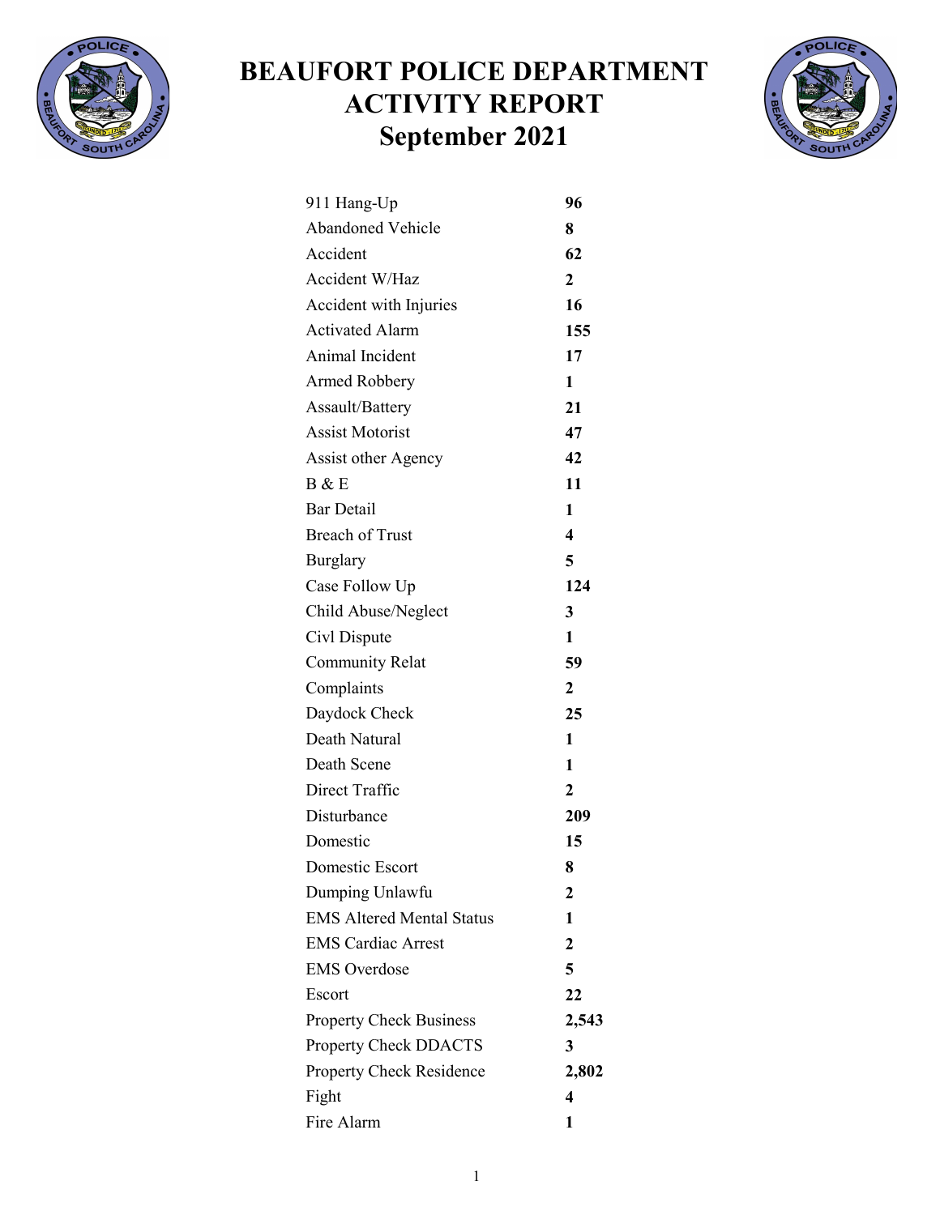# BEAUFORT POLICE DEPARTMENT ACTIVITY REPORT September 2021

| | |
|---|---|
| 911 Hang-Up | **96** |
| Abandoned Vehicle | **8** |
| Accident | **62** |
| Accident W/Haz | **2** |
| Accident with Injuries | **16** |
| Activated Alarm | **155** |
| Animal Incident | **17** |
| Armed Robbery | **1** |
| Assault/Battery | **21** |
| Assist Motorist | **47** |
| Assist other Agency | **42** |
| B & E | **11** |
| Bar Detail | **1** |
| Breach of Trust | **4** |
| Burglary | **5** |
| Case Follow Up | **124** |
| Child Abuse/Neglect | **3** |
| Civl Dispute | **1** |
| Community Relat | **59** |
| Complaints | **2** |
| Daydock Check | **25** |
| Death Natural | **1** |
| Death Scene | **1** |
| Direct Traffic | **2** |
| Disturbance | **209** |
| Domestic | **15** |
| Domestic Escort | **8** |
| Dumping Unlawfu | **2** |
| EMS Altered Mental Status | **1** |
| EMS Cardiac Arrest | **2** |
| EMS Overdose | **5** |
| Escort | **22** |
| Property Check Business | **2,543** |
| Property Check DDACTS | **3** |
| Property Check Residence | **2,802** |
| Fight | **4** |
| Fire Alarm | **1** |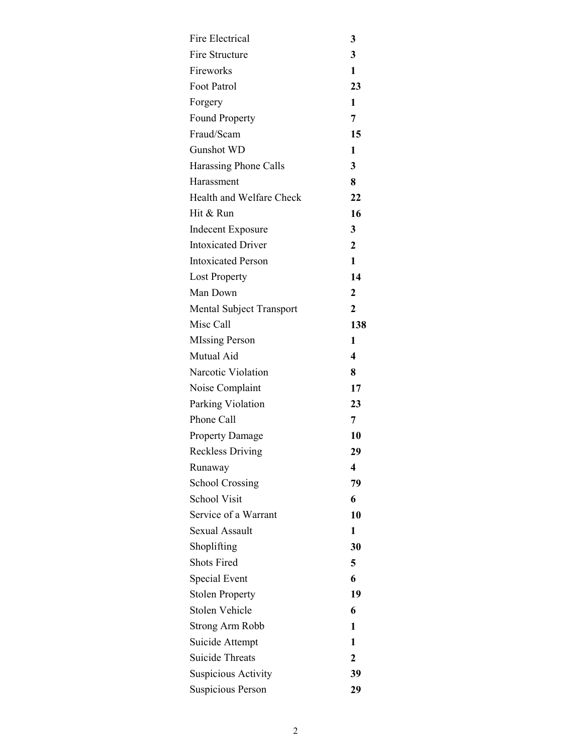| | |
|---|---|
| Fire Electrical | **3** |
| Fire Structure | **3** |
| Fireworks | **1** |
| Foot Patrol | **23** |
| Forgery | **1** |
| Found Property | **7** |
| Fraud/Scam | **15** |
| Gunshot WD | **1** |
| Harassing Phone Calls | **3** |
| Harassment | **8** |
| Health and Welfare Check | **22** |
| Hit & Run | **16** |
| Indecent Exposure | **3** |
| Intoxicated Driver | **2** |
| Intoxicated Person | **1** |
| Lost Property | **14** |
| Man Down | **2** |
| Mental Subject Transport | **2** |
| Misc Call | **138** |
| MIssing Person | **1** |
| Mutual Aid | **4** |
| Narcotic Violation | **8** |
| Noise Complaint | **17** |
| Parking Violation | **23** |
| Phone Call | **7** |
| Property Damage | **10** |
| Reckless Driving | **29** |
| Runaway | **4** |
| School Crossing | **79** |
| School Visit | **6** |
| Service of a Warrant | **10** |
| Sexual Assault | **1** |
| Shoplifting | **30** |
| Shots Fired | **5** |
| Special Event | **6** |
| Stolen Property | **19** |
| Stolen Vehicle | **6** |
| Strong Arm Robb | **1** |
| Suicide Attempt | **1** |
| Suicide Threats | **2** |
| Suspicious Activity | **39** |
| Suspicious Person | **29** |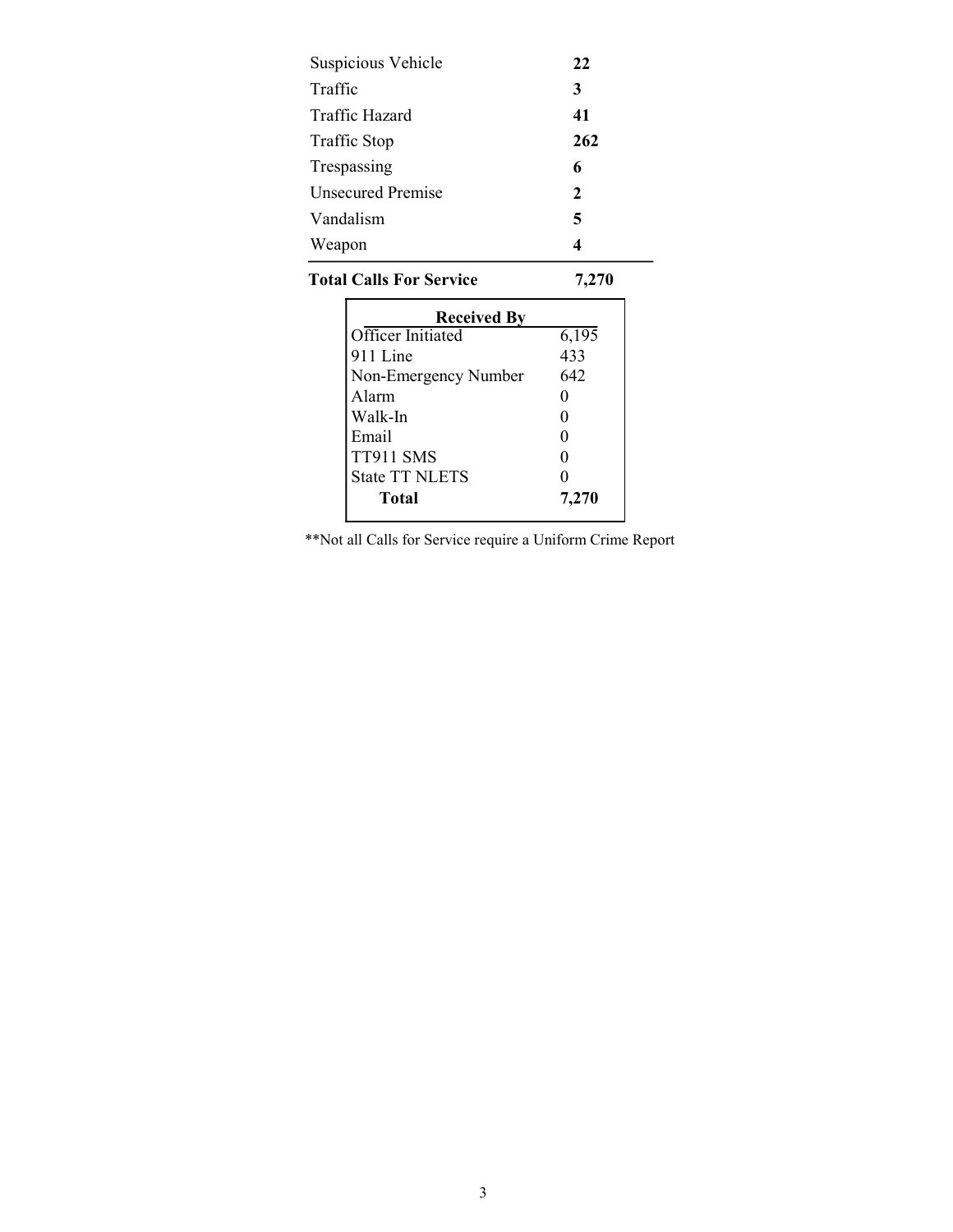| | |
|---|---|
| Suspicious Vehicle | **22** |
| Traffic | **3** |
| Traffic Hazard | **41** |
| Traffic Stop | **262** |
| Trespassing | **6** |
| Unsecured Premise | **2** |
| Vandalism | **5** |
| Weapon | **4** |
| **Total Calls For Service** | **7,270** |

| **Received By** | |
|---|---|
| Officer Initiated | 6,195 |
| 911 Line | 433 |
| Non-Emergency Number | 642 |
| Alarm | 0 |
| Walk-In | 0 |
| Email | 0 |
| TT911 SMS | 0 |
| State TT NLETS | 0 |
| **Total** | **7,270** |

**Not all Calls for Service require a Uniform Crime Report